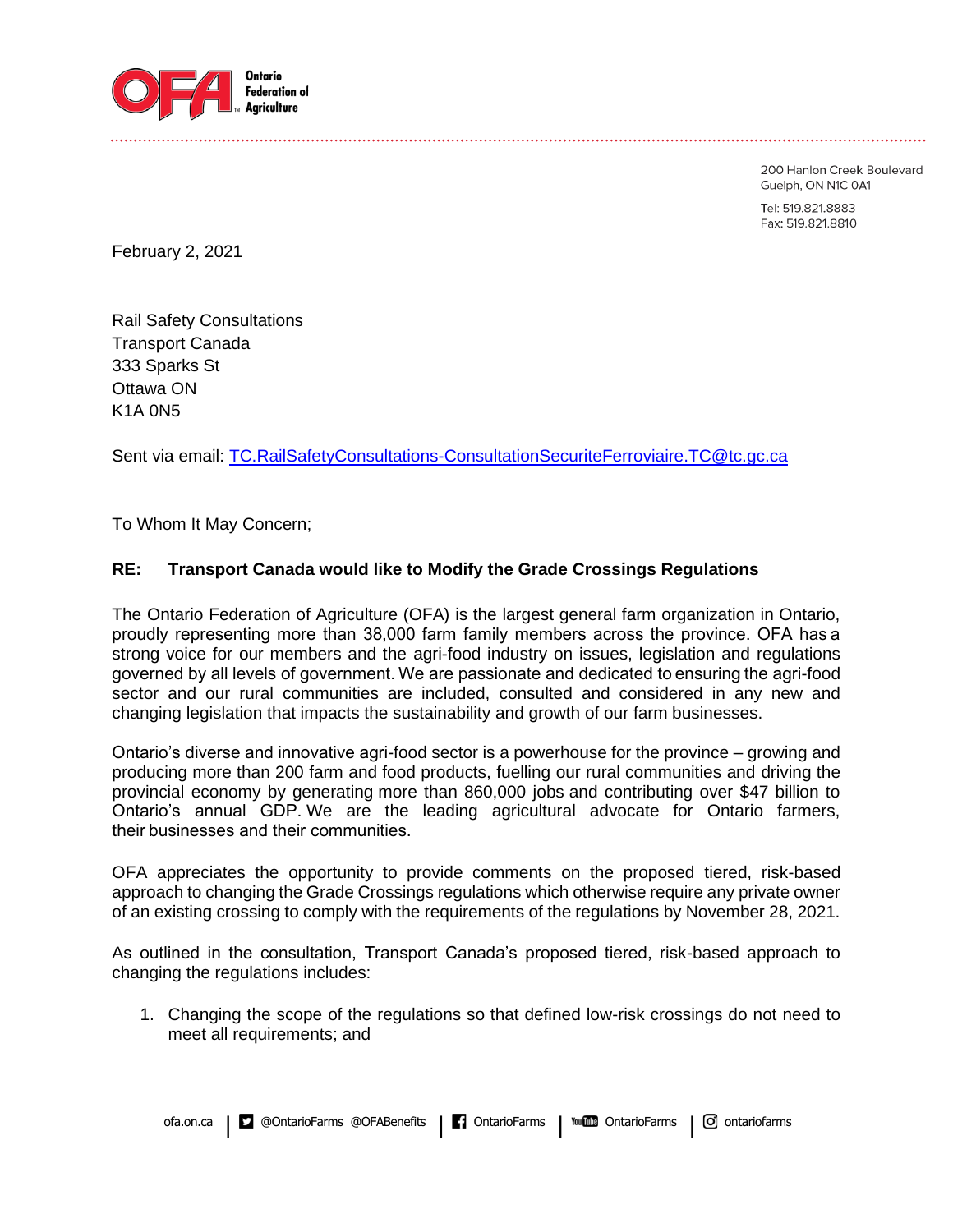Ontario Federation of Agriculture

200 Hanlon Creek Boulevard
Guelph, ON N1C 0A1

Tel: 519.821.8883
Fax: 519.821.8810

February 2, 2021

Rail Safety Consultations
Transport Canada
333 Sparks St
Ottawa ON
K1A 0N5

Sent via email: TC.RailSafetyConsultations-ConsultationSecuriteFerroviaire.TC@tc.gc.ca

To Whom It May Concern;

**RE: Transport Canada would like to Modify the Grade Crossings Regulations**

The Ontario Federation of Agriculture (OFA) is the largest general farm organization in Ontario, proudly representing more than 38,000 farm family members across the province. OFA has a strong voice for our members and the agri-food industry on issues, legislation and regulations governed by all levels of government. We are passionate and dedicated to ensuring the agri-food sector and our rural communities are included, consulted and considered in any new and changing legislation that impacts the sustainability and growth of our farm businesses.

Ontario's diverse and innovative agri-food sector is a powerhouse for the province – growing and producing more than 200 farm and food products, fuelling our rural communities and driving the provincial economy by generating more than 860,000 jobs and contributing over $47 billion to Ontario's annual GDP. We are the leading agricultural advocate for Ontario farmers, their businesses and their communities.

OFA appreciates the opportunity to provide comments on the proposed tiered, risk-based approach to changing the Grade Crossings regulations which otherwise require any private owner of an existing crossing to comply with the requirements of the regulations by November 28, 2021.

As outlined in the consultation, Transport Canada's proposed tiered, risk-based approach to changing the regulations includes:

1. Changing the scope of the regulations so that defined low-risk crossings do not need to meet all requirements; and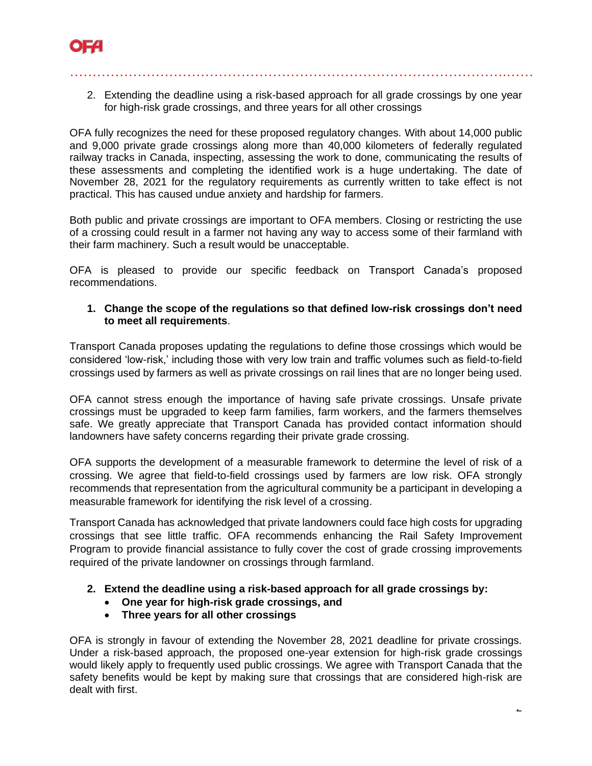2. Extending the deadline using a risk-based approach for all grade crossings by one year for high-risk grade crossings, and three years for all other crossings

OFA fully recognizes the need for these proposed regulatory changes. With about 14,000 public and 9,000 private grade crossings along more than 40,000 kilometers of federally regulated railway tracks in Canada, inspecting, assessing the work to done, communicating the results of these assessments and completing the identified work is a huge undertaking. The date of November 28, 2021 for the regulatory requirements as currently written to take effect is not practical. This has caused undue anxiety and hardship for farmers.

Both public and private crossings are important to OFA members. Closing or restricting the use of a crossing could result in a farmer not having any way to access some of their farmland with their farm machinery. Such a result would be unacceptable.

OFA is pleased to provide our specific feedback on Transport Canada's proposed recommendations.

1. **Change the scope of the regulations so that defined low-risk crossings don't need to meet all requirements**.

Transport Canada proposes updating the regulations to define those crossings which would be considered 'low-risk,' including those with very low train and traffic volumes such as field-to-field crossings used by farmers as well as private crossings on rail lines that are no longer being used.

OFA cannot stress enough the importance of having safe private crossings. Unsafe private crossings must be upgraded to keep farm families, farm workers, and the farmers themselves safe. We greatly appreciate that Transport Canada has provided contact information should landowners have safety concerns regarding their private grade crossing.

OFA supports the development of a measurable framework to determine the level of risk of a crossing. We agree that field-to-field crossings used by farmers are low risk. OFA strongly recommends that representation from the agricultural community be a participant in developing a measurable framework for identifying the risk level of a crossing.

Transport Canada has acknowledged that private landowners could face high costs for upgrading crossings that see little traffic. OFA recommends enhancing the Rail Safety Improvement Program to provide financial assistance to fully cover the cost of grade crossing improvements required of the private landowner on crossings through farmland.

2. **Extend the deadline using a risk-based approach for all grade crossings by:**
   - **One year for high-risk grade crossings, and**
   - **Three years for all other crossings**

OFA is strongly in favour of extending the November 28, 2021 deadline for private crossings. Under a risk-based approach, the proposed one-year extension for high-risk grade crossings would likely apply to frequently used public crossings. We agree with Transport Canada that the safety benefits would be kept by making sure that crossings that are considered high-risk are dealt with first.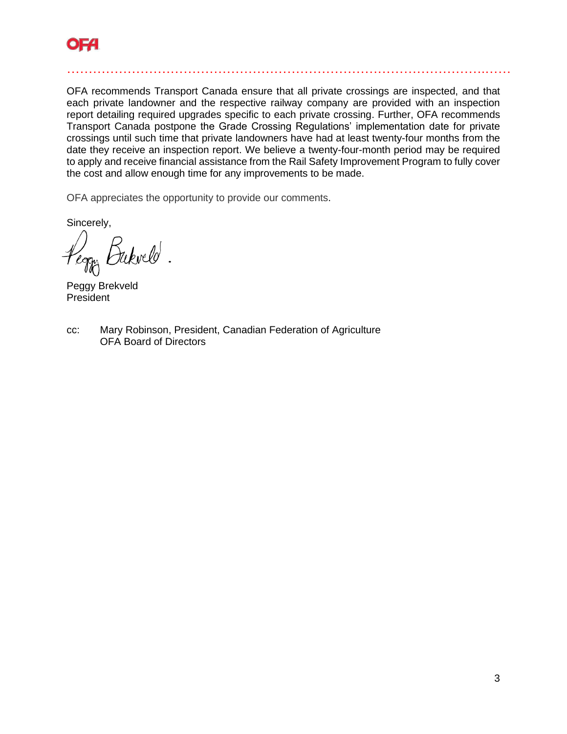OFA recommends Transport Canada ensure that all private crossings are inspected, and that each private landowner and the respective railway company are provided with an inspection report detailing required upgrades specific to each private crossing. Further, OFA recommends Transport Canada postpone the Grade Crossing Regulations' implementation date for private crossings until such time that private landowners have had at least twenty-four months from the date they receive an inspection report. We believe a twenty-four-month period may be required to apply and receive financial assistance from the Rail Safety Improvement Program to fully cover the cost and allow enough time for any improvements to be made.

OFA appreciates the opportunity to provide our comments.

Sincerely,

Peggy Brekveld
President

cc: Mary Robinson, President, Canadian Federation of Agriculture
OFA Board of Directors